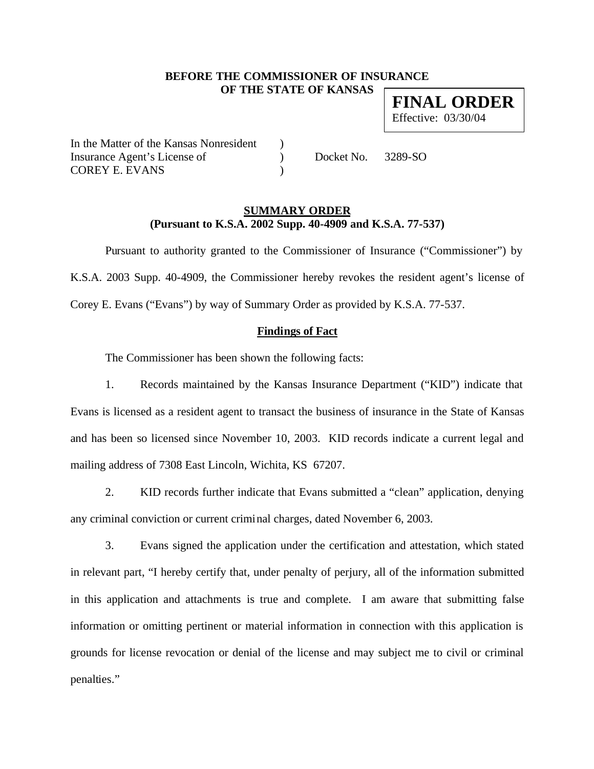**BEFORE THE COMMISSIONER OF INSURANCE**
**OF THE STATE OF KANSAS**

**FINAL ORDER**
Effective: 03/30/04

In the Matter of the Kansas Nonresident )
Insurance Agent's License of ) Docket No. 3289-SO
COREY E. EVANS )

## SUMMARY ORDER
**(Pursuant to K.S.A. 2002 Supp. 40-4909 and K.S.A. 77-537)**

Pursuant to authority granted to the Commissioner of Insurance ("Commissioner") by K.S.A. 2003 Supp. 40-4909, the Commissioner hereby revokes the resident agent's license of Corey E. Evans ("Evans") by way of Summary Order as provided by K.S.A. 77-537.

### Findings of Fact

The Commissioner has been shown the following facts:

1. Records maintained by the Kansas Insurance Department ("KID") indicate that Evans is licensed as a resident agent to transact the business of insurance in the State of Kansas and has been so licensed since November 10, 2003. KID records indicate a current legal and mailing address of 7308 East Lincoln, Wichita, KS 67207.

2. KID records further indicate that Evans submitted a "clean" application, denying any criminal conviction or current criminal charges, dated November 6, 2003.

3. Evans signed the application under the certification and attestation, which stated in relevant part, "I hereby certify that, under penalty of perjury, all of the information submitted in this application and attachments is true and complete. I am aware that submitting false information or omitting pertinent or material information in connection with this application is grounds for license revocation or denial of the license and may subject me to civil or criminal penalties."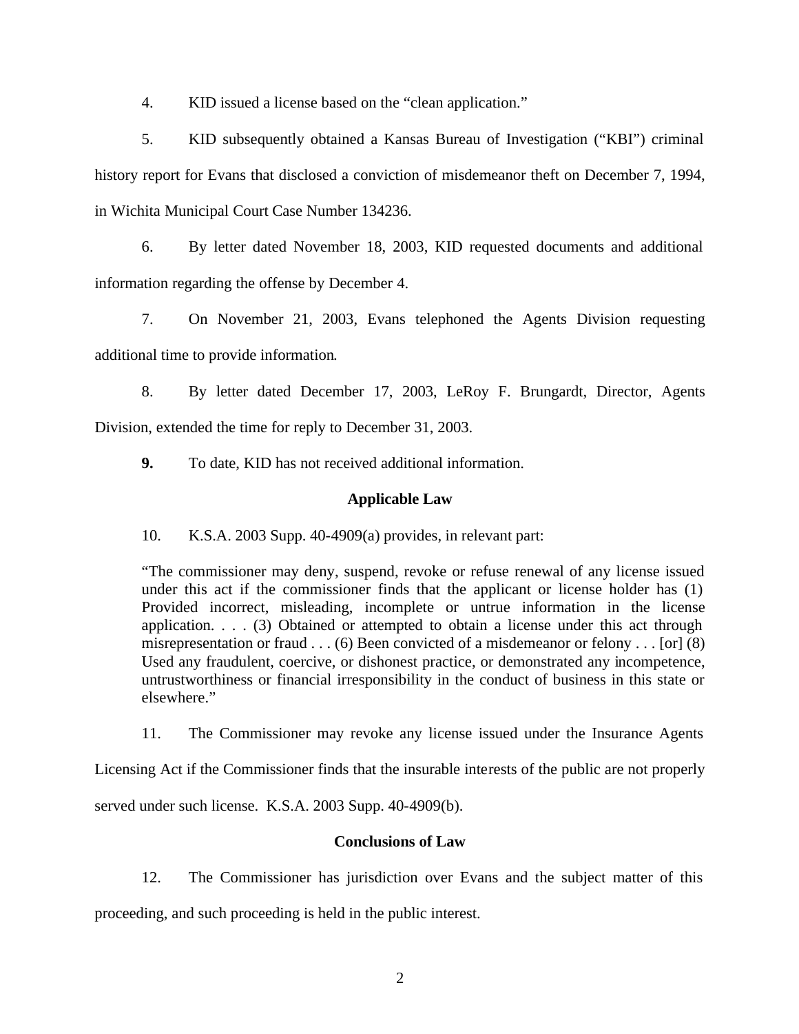4. KID issued a license based on the "clean application."

5. KID subsequently obtained a Kansas Bureau of Investigation ("KBI") criminal history report for Evans that disclosed a conviction of misdemeanor theft on December 7, 1994, in Wichita Municipal Court Case Number 134236.

6. By letter dated November 18, 2003, KID requested documents and additional information regarding the offense by December 4.

7. On November 21, 2003, Evans telephoned the Agents Division requesting additional time to provide information.

8. By letter dated December 17, 2003, LeRoy F. Brungardt, Director, Agents Division, extended the time for reply to December 31, 2003.

**9.** To date, KID has not received additional information.

## Applicable Law

10. K.S.A. 2003 Supp. 40-4909(a) provides, in relevant part:

> "The commissioner may deny, suspend, revoke or refuse renewal of any license issued under this act if the commissioner finds that the applicant or license holder has (1) Provided incorrect, misleading, incomplete or untrue information in the license application. . . . (3) Obtained or attempted to obtain a license under this act through misrepresentation or fraud . . . (6) Been convicted of a misdemeanor or felony . . . [or] (8) Used any fraudulent, coercive, or dishonest practice, or demonstrated any incompetence, untrustworthiness or financial irresponsibility in the conduct of business in this state or elsewhere."

11. The Commissioner may revoke any license issued under the Insurance Agents Licensing Act if the Commissioner finds that the insurable interests of the public are not properly served under such license. K.S.A. 2003 Supp. 40-4909(b).

## Conclusions of Law

12. The Commissioner has jurisdiction over Evans and the subject matter of this proceeding, and such proceeding is held in the public interest.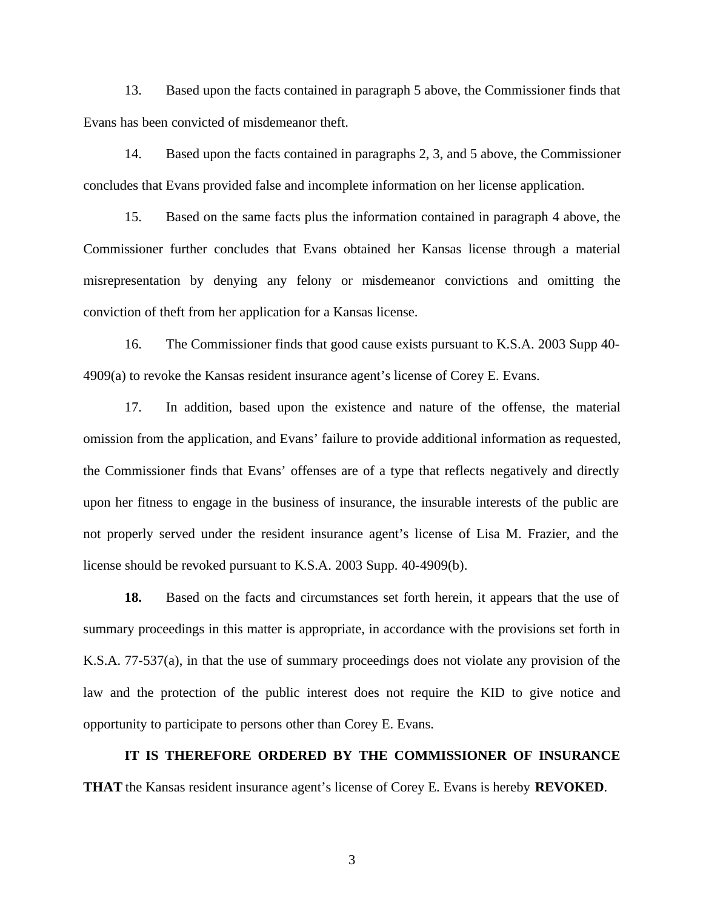13. Based upon the facts contained in paragraph 5 above, the Commissioner finds that Evans has been convicted of misdemeanor theft.

14. Based upon the facts contained in paragraphs 2, 3, and 5 above, the Commissioner concludes that Evans provided false and incomplete information on her license application.

15. Based on the same facts plus the information contained in paragraph 4 above, the Commissioner further concludes that Evans obtained her Kansas license through a material misrepresentation by denying any felony or misdemeanor convictions and omitting the conviction of theft from her application for a Kansas license.

16. The Commissioner finds that good cause exists pursuant to K.S.A. 2003 Supp 40-4909(a) to revoke the Kansas resident insurance agent's license of Corey E. Evans.

17. In addition, based upon the existence and nature of the offense, the material omission from the application, and Evans' failure to provide additional information as requested, the Commissioner finds that Evans' offenses are of a type that reflects negatively and directly upon her fitness to engage in the business of insurance, the insurable interests of the public are not properly served under the resident insurance agent's license of Lisa M. Frazier, and the license should be revoked pursuant to K.S.A. 2003 Supp. 40-4909(b).

**18.** Based on the facts and circumstances set forth herein, it appears that the use of summary proceedings in this matter is appropriate, in accordance with the provisions set forth in K.S.A. 77-537(a), in that the use of summary proceedings does not violate any provision of the law and the protection of the public interest does not require the KID to give notice and opportunity to participate to persons other than Corey E. Evans.

**IT IS THEREFORE ORDERED BY THE COMMISSIONER OF INSURANCE THAT** the Kansas resident insurance agent's license of Corey E. Evans is hereby **REVOKED**.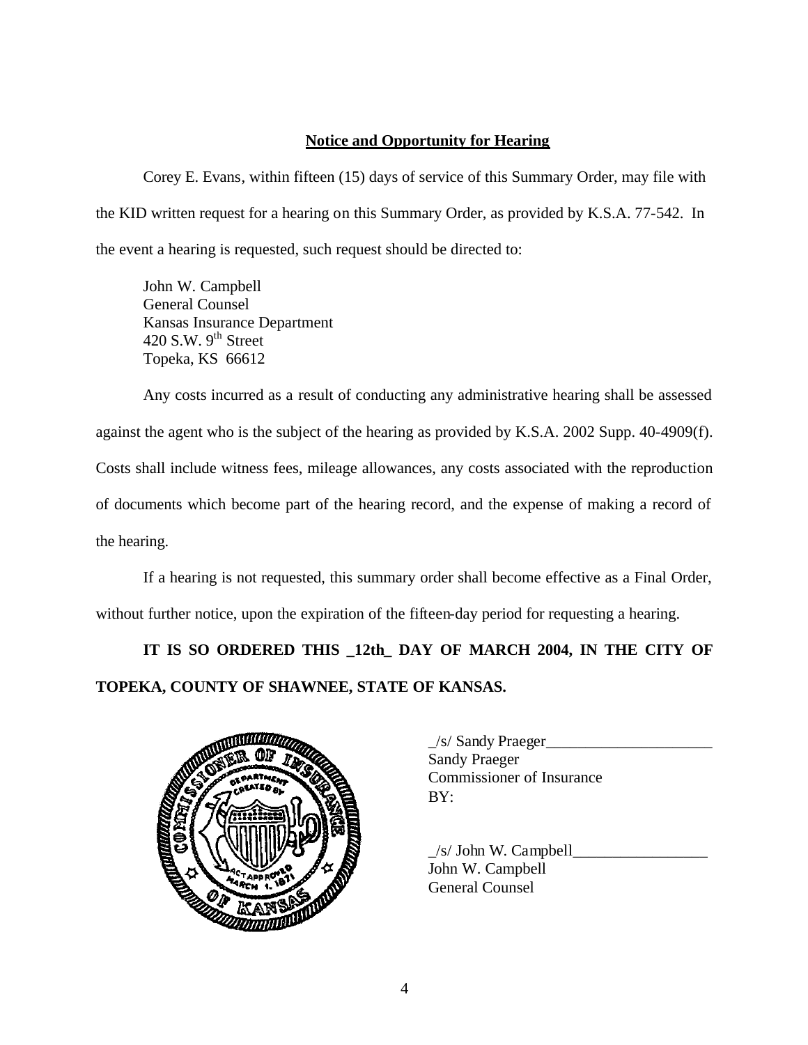## Notice and Opportunity for Hearing

Corey E. Evans, within fifteen (15) days of service of this Summary Order, may file with the KID written request for a hearing on this Summary Order, as provided by K.S.A. 77-542. In the event a hearing is requested, such request should be directed to:

John W. Campbell  
General Counsel  
Kansas Insurance Department  
420 S.W. 9th Street  
Topeka, KS 66612

Any costs incurred as a result of conducting any administrative hearing shall be assessed against the agent who is the subject of the hearing as provided by K.S.A. 2002 Supp. 40-4909(f). Costs shall include witness fees, mileage allowances, any costs associated with the reproduction of documents which become part of the hearing record, and the expense of making a record of the hearing.

If a hearing is not requested, this summary order shall become effective as a Final Order, without further notice, upon the expiration of the fifteen-day period for requesting a hearing.

**IT IS SO ORDERED THIS _12th_ DAY OF MARCH 2004, IN THE CITY OF TOPEKA, COUNTY OF SHAWNEE, STATE OF KANSAS.**

_/s/ Sandy Praeger_____________________  
Sandy Praeger  
Commissioner of Insurance  
BY:

_/s/ John W. Campbell_________________  
John W. Campbell  
General Counsel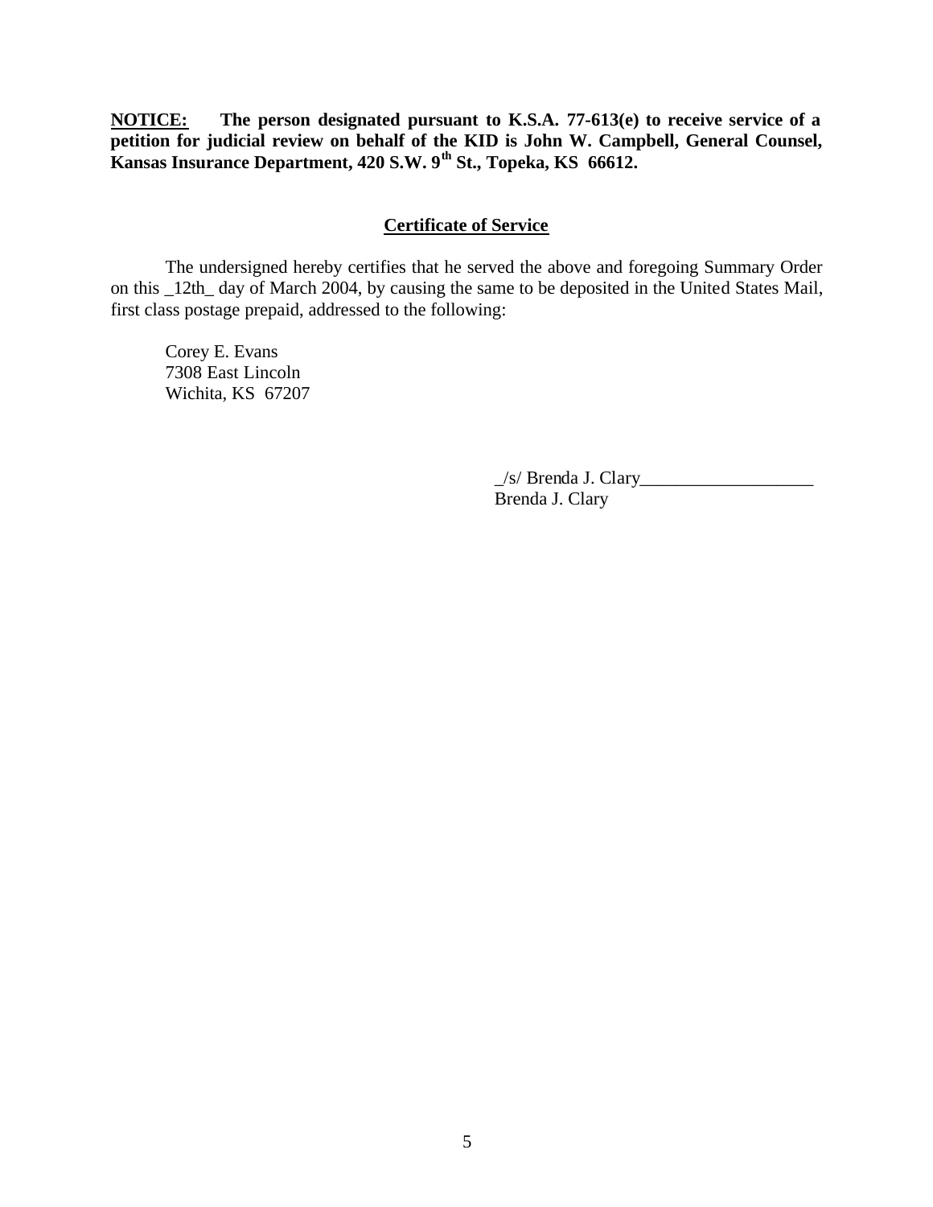**NOTICE:** **The person designated pursuant to K.S.A. 77-613(e) to receive service of a petition for judicial review on behalf of the KID is John W. Campbell, General Counsel, Kansas Insurance Department, 420 S.W. 9th St., Topeka, KS 66612.**

## Certificate of Service

The undersigned hereby certifies that he served the above and foregoing Summary Order on this _12th_ day of March 2004, by causing the same to be deposited in the United States Mail, first class postage prepaid, addressed to the following:

Corey E. Evans
7308 East Lincoln
Wichita, KS 67207

_/s/ Brenda J. Clary___________________
Brenda J. Clary